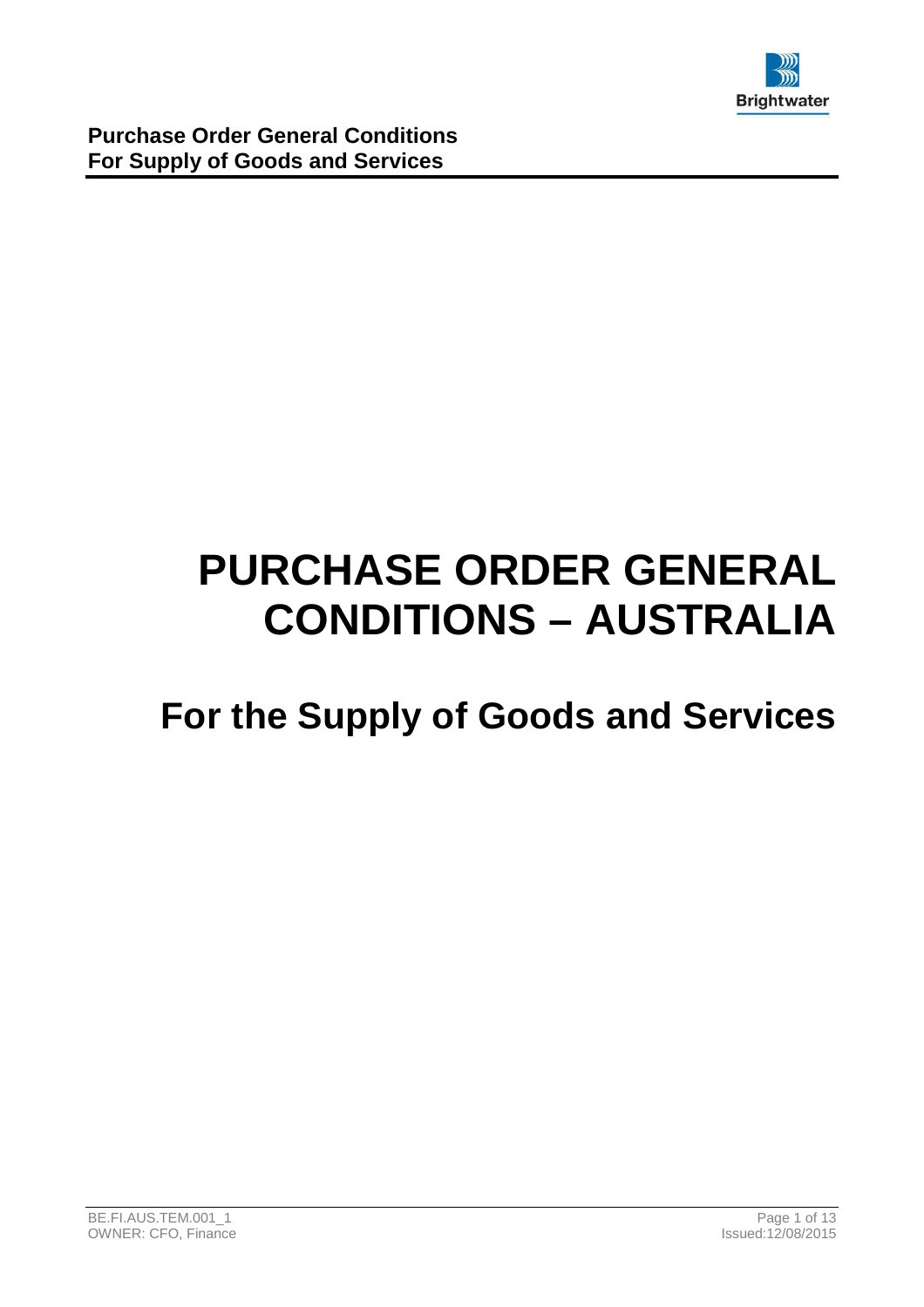# PURCHASE ORDER GENERAL CONDITIONS – AUSTRALIA

## For the Supply of Goods and Services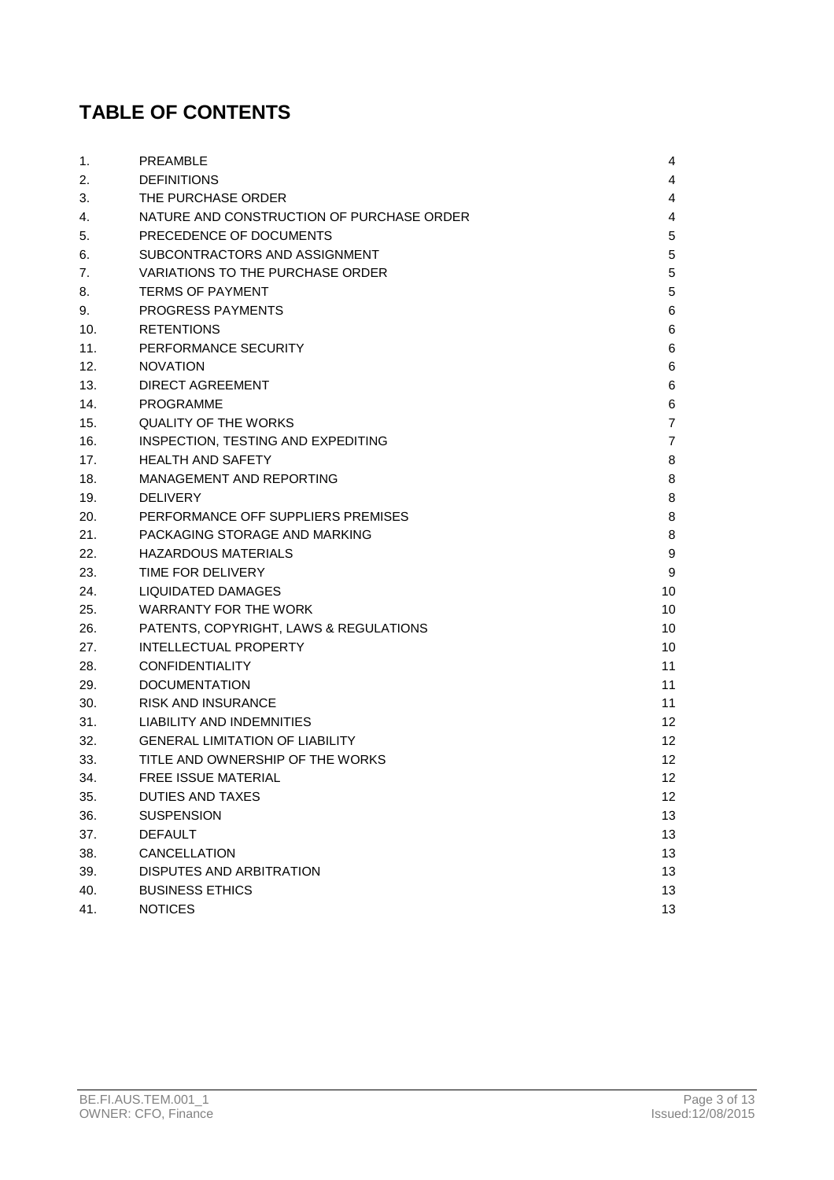# TABLE OF CONTENTS

| | | |
|---|---|---|
| 1. | PREAMBLE | 4 |
| 2. | DEFINITIONS | 4 |
| 3. | THE PURCHASE ORDER | 4 |
| 4. | NATURE AND CONSTRUCTION OF PURCHASE ORDER | 4 |
| 5. | PRECEDENCE OF DOCUMENTS | 5 |
| 6. | SUBCONTRACTORS AND ASSIGNMENT | 5 |
| 7. | VARIATIONS TO THE PURCHASE ORDER | 5 |
| 8. | TERMS OF PAYMENT | 5 |
| 9. | PROGRESS PAYMENTS | 6 |
| 10. | RETENTIONS | 6 |
| 11. | PERFORMANCE SECURITY | 6 |
| 12. | NOVATION | 6 |
| 13. | DIRECT AGREEMENT | 6 |
| 14. | PROGRAMME | 6 |
| 15. | QUALITY OF THE WORKS | 7 |
| 16. | INSPECTION, TESTING AND EXPEDITING | 7 |
| 17. | HEALTH AND SAFETY | 8 |
| 18. | MANAGEMENT AND REPORTING | 8 |
| 19. | DELIVERY | 8 |
| 20. | PERFORMANCE OFF SUPPLIERS PREMISES | 8 |
| 21. | PACKAGING STORAGE AND MARKING | 8 |
| 22. | HAZARDOUS MATERIALS | 9 |
| 23. | TIME FOR DELIVERY | 9 |
| 24. | LIQUIDATED DAMAGES | 10 |
| 25. | WARRANTY FOR THE WORK | 10 |
| 26. | PATENTS, COPYRIGHT, LAWS & REGULATIONS | 10 |
| 27. | INTELLECTUAL PROPERTY | 10 |
| 28. | CONFIDENTIALITY | 11 |
| 29. | DOCUMENTATION | 11 |
| 30. | RISK AND INSURANCE | 11 |
| 31. | LIABILITY AND INDEMNITIES | 12 |
| 32. | GENERAL LIMITATION OF LIABILITY | 12 |
| 33. | TITLE AND OWNERSHIP OF THE WORKS | 12 |
| 34. | FREE ISSUE MATERIAL | 12 |
| 35. | DUTIES AND TAXES | 12 |
| 36. | SUSPENSION | 13 |
| 37. | DEFAULT | 13 |
| 38. | CANCELLATION | 13 |
| 39. | DISPUTES AND ARBITRATION | 13 |
| 40. | BUSINESS ETHICS | 13 |
| 41. | NOTICES | 13 |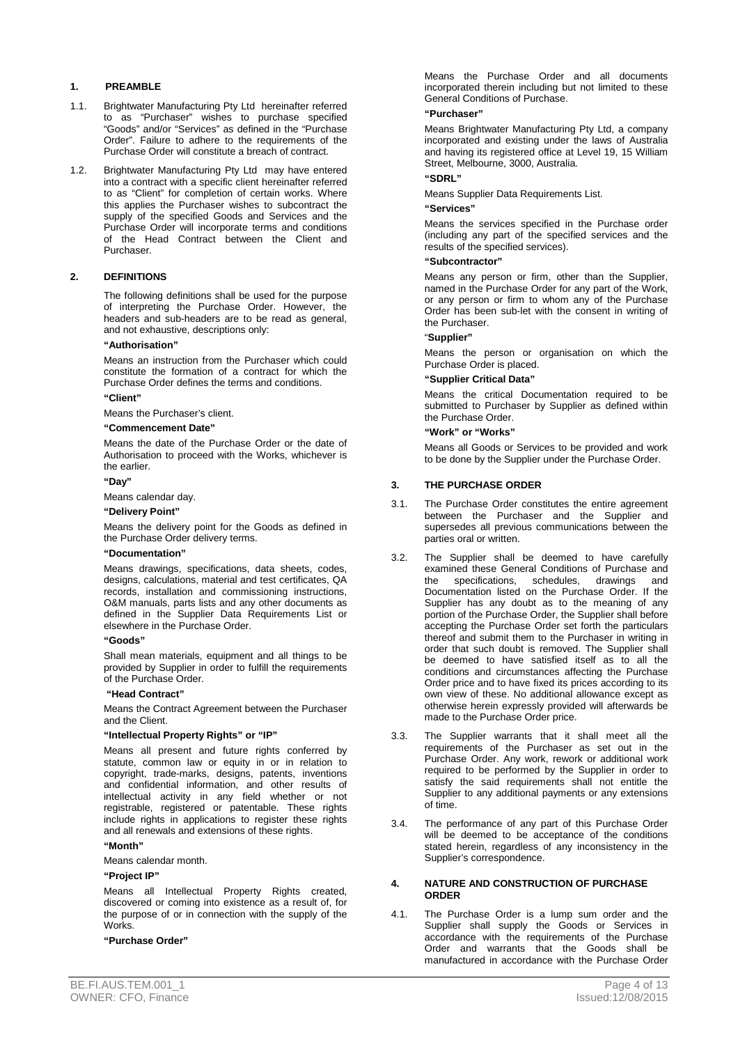## 1. PREAMBLE

1.1. Brightwater Manufacturing Pty Ltd hereinafter referred to as "Purchaser" wishes to purchase specified "Goods" and/or "Services" as defined in the "Purchase Order". Failure to adhere to the requirements of the Purchase Order will constitute a breach of contract.

1.2. Brightwater Manufacturing Pty Ltd may have entered into a contract with a specific client hereinafter referred to as "Client" for completion of certain works. Where this applies the Purchaser wishes to subcontract the supply of the specified Goods and Services and the Purchase Order will incorporate terms and conditions of the Head Contract between the Client and Purchaser.

## 2. DEFINITIONS

The following definitions shall be used for the purpose of interpreting the Purchase Order. However, the headers and sub-headers are to be read as general, and not exhaustive, descriptions only:

**"Authorisation"**

Means an instruction from the Purchaser which could constitute the formation of a contract for which the Purchase Order defines the terms and conditions.

**"Client"**

Means the Purchaser's client.

**"Commencement Date"**

Means the date of the Purchase Order or the date of Authorisation to proceed with the Works, whichever is the earlier.

**"Day"**

Means calendar day.

**"Delivery Point"**

Means the delivery point for the Goods as defined in the Purchase Order delivery terms.

**"Documentation"**

Means drawings, specifications, data sheets, codes, designs, calculations, material and test certificates, QA records, installation and commissioning instructions, O&M manuals, parts lists and any other documents as defined in the Supplier Data Requirements List or elsewhere in the Purchase Order.

**"Goods"**

Shall mean materials, equipment and all things to be provided by Supplier in order to fulfill the requirements of the Purchase Order.

**"Head Contract"**

Means the Contract Agreement between the Purchaser and the Client.

**"Intellectual Property Rights" or "IP"**

Means all present and future rights conferred by statute, common law or equity in or in relation to copyright, trade-marks, designs, patents, inventions and confidential information, and other results of intellectual activity in any field whether or not registrable, registered or patentable. These rights include rights in applications to register these rights and all renewals and extensions of these rights.

**"Month"**

Means calendar month.

**"Project IP"**

Means all Intellectual Property Rights created, discovered or coming into existence as a result of, for the purpose of or in connection with the supply of the Works.

**"Purchase Order"**

Means the Purchase Order and all documents incorporated therein including but not limited to these General Conditions of Purchase.

**"Purchaser"**

Means Brightwater Manufacturing Pty Ltd, a company incorporated and existing under the laws of Australia and having its registered office at Level 19, 15 William Street, Melbourne, 3000, Australia.

**"SDRL"**

Means Supplier Data Requirements List.

**"Services"**

Means the services specified in the Purchase order (including any part of the specified services and the results of the specified services).

**"Subcontractor"**

Means any person or firm, other than the Supplier, named in the Purchase Order for any part of the Work, or any person or firm to whom any of the Purchase Order has been sub-let with the consent in writing of the Purchaser.

**"Supplier"**

Means the person or organisation on which the Purchase Order is placed.

**"Supplier Critical Data"**

Means the critical Documentation required to be submitted to Purchaser by Supplier as defined within the Purchase Order.

**"Work" or "Works"**

Means all Goods or Services to be provided and work to be done by the Supplier under the Purchase Order.

## 3. THE PURCHASE ORDER

3.1. The Purchase Order constitutes the entire agreement between the Purchaser and the Supplier and supersedes all previous communications between the parties oral or written.

3.2. The Supplier shall be deemed to have carefully examined these General Conditions of Purchase and the specifications, schedules, drawings and Documentation listed on the Purchase Order. If the Supplier has any doubt as to the meaning of any portion of the Purchase Order, the Supplier shall before accepting the Purchase Order set forth the particulars thereof and submit them to the Purchaser in writing in order that such doubt is removed. The Supplier shall be deemed to have satisfied itself as to all the conditions and circumstances affecting the Purchase Order price and to have fixed its prices according to its own view of these. No additional allowance except as otherwise herein expressly provided will afterwards be made to the Purchase Order price.

3.3. The Supplier warrants that it shall meet all the requirements of the Purchaser as set out in the Purchase Order. Any work, rework or additional work required to be performed by the Supplier in order to satisfy the said requirements shall not entitle the Supplier to any additional payments or any extensions of time.

3.4. The performance of any part of this Purchase Order will be deemed to be acceptance of the conditions stated herein, regardless of any inconsistency in the Supplier's correspondence.

## 4. NATURE AND CONSTRUCTION OF PURCHASE ORDER

4.1. The Purchase Order is a lump sum order and the Supplier shall supply the Goods or Services in accordance with the requirements of the Purchase Order and warrants that the Goods shall be manufactured in accordance with the Purchase Order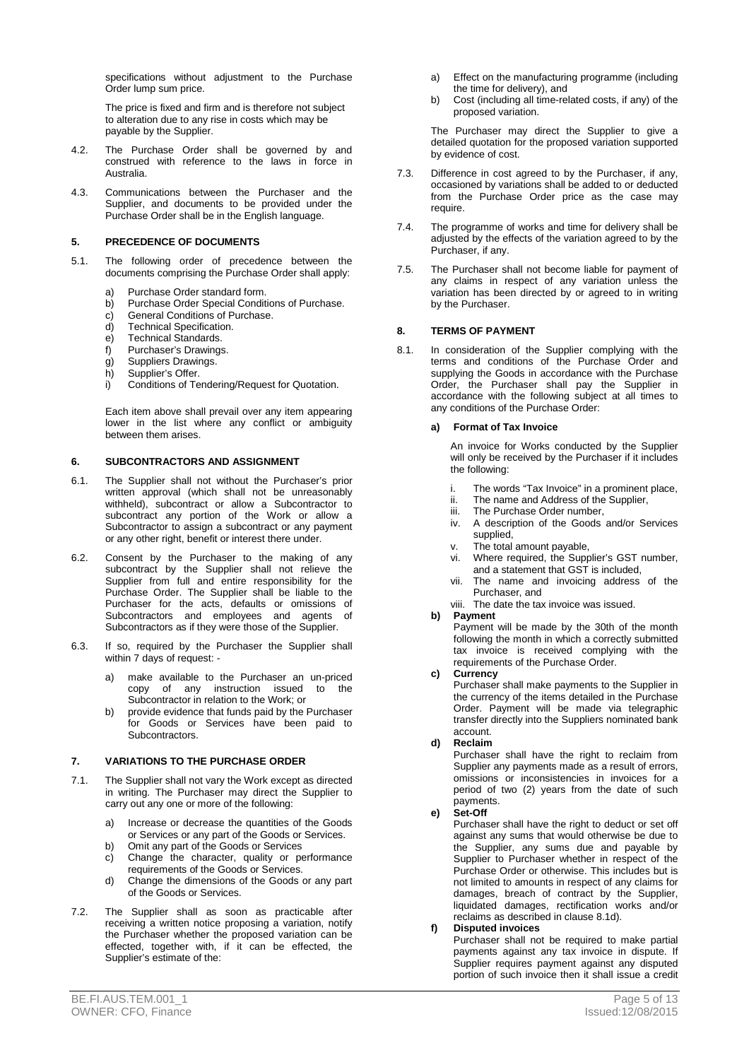specifications without adjustment to the Purchase Order lump sum price.

The price is fixed and firm and is therefore not subject to alteration due to any rise in costs which may be payable by the Supplier.

4.2. The Purchase Order shall be governed by and construed with reference to the laws in force in Australia.

4.3. Communications between the Purchaser and the Supplier, and documents to be provided under the Purchase Order shall be in the English language.

## 5. PRECEDENCE OF DOCUMENTS

5.1. The following order of precedence between the documents comprising the Purchase Order shall apply:

a) Purchase Order standard form.
b) Purchase Order Special Conditions of Purchase.
c) General Conditions of Purchase.
d) Technical Specification.
e) Technical Standards.
f) Purchaser's Drawings.
g) Suppliers Drawings.
h) Supplier's Offer.
i) Conditions of Tendering/Request for Quotation.

Each item above shall prevail over any item appearing lower in the list where any conflict or ambiguity between them arises.

## 6. SUBCONTRACTORS AND ASSIGNMENT

6.1. The Supplier shall not without the Purchaser's prior written approval (which shall not be unreasonably withheld), subcontract or allow a Subcontractor to subcontract any portion of the Work or allow a Subcontractor to assign a subcontract or any payment or any other right, benefit or interest there under.

6.2. Consent by the Purchaser to the making of any subcontract by the Supplier shall not relieve the Supplier from full and entire responsibility for the Purchase Order. The Supplier shall be liable to the Purchaser for the acts, defaults or omissions of Subcontractors and employees and agents of Subcontractors as if they were those of the Supplier.

6.3. If so, required by the Purchaser the Supplier shall within 7 days of request: -

a) make available to the Purchaser an un-priced copy of any instruction issued to the Subcontractor in relation to the Work; or
b) provide evidence that funds paid by the Purchaser for Goods or Services have been paid to Subcontractors.

## 7. VARIATIONS TO THE PURCHASE ORDER

7.1. The Supplier shall not vary the Work except as directed in writing. The Purchaser may direct the Supplier to carry out any one or more of the following:

a) Increase or decrease the quantities of the Goods or Services or any part of the Goods or Services.
b) Omit any part of the Goods or Services
c) Change the character, quality or performance requirements of the Goods or Services.
d) Change the dimensions of the Goods or any part of the Goods or Services.

7.2. The Supplier shall as soon as practicable after receiving a written notice proposing a variation, notify the Purchaser whether the proposed variation can be effected, together with, if it can be effected, the Supplier's estimate of the:

a) Effect on the manufacturing programme (including the time for delivery), and
b) Cost (including all time-related costs, if any) of the proposed variation.

The Purchaser may direct the Supplier to give a detailed quotation for the proposed variation supported by evidence of cost.

7.3. Difference in cost agreed to by the Purchaser, if any, occasioned by variations shall be added to or deducted from the Purchase Order price as the case may require.

7.4. The programme of works and time for delivery shall be adjusted by the effects of the variation agreed to by the Purchaser, if any.

7.5. The Purchaser shall not become liable for payment of any claims in respect of any variation unless the variation has been directed by or agreed to in writing by the Purchaser.

## 8. TERMS OF PAYMENT

8.1. In consideration of the Supplier complying with the terms and conditions of the Purchase Order and supplying the Goods in accordance with the Purchase Order, the Purchaser shall pay the Supplier in accordance with the following subject at all times to any conditions of the Purchase Order:

**a) Format of Tax Invoice**

An invoice for Works conducted by the Supplier will only be received by the Purchaser if it includes the following:

i. The words "Tax Invoice" in a prominent place,
ii. The name and Address of the Supplier,
iii. The Purchase Order number,
iv. A description of the Goods and/or Services supplied,
v. The total amount payable,
vi. Where required, the Supplier's GST number, and a statement that GST is included,
vii. The name and invoicing address of the Purchaser, and
viii. The date the tax invoice was issued.

**b) Payment**

Payment will be made by the 30th of the month following the month in which a correctly submitted tax invoice is received complying with the requirements of the Purchase Order.

**c) Currency**

Purchaser shall make payments to the Supplier in the currency of the items detailed in the Purchase Order. Payment will be made via telegraphic transfer directly into the Suppliers nominated bank account.

**d) Reclaim**

Purchaser shall have the right to reclaim from Supplier any payments made as a result of errors, omissions or inconsistencies in invoices for a period of two (2) years from the date of such payments.

**e) Set-Off**

Purchaser shall have the right to deduct or set off against any sums that would otherwise be due to the Supplier, any sums due and payable by Supplier to Purchaser whether in respect of the Purchase Order or otherwise. This includes but is not limited to amounts in respect of any claims for damages, breach of contract by the Supplier, liquidated damages, rectification works and/or reclaims as described in clause 8.1d).

**f) Disputed invoices**

Purchaser shall not be required to make partial payments against any tax invoice in dispute. If Supplier requires payment against any disputed portion of such invoice then it shall issue a credit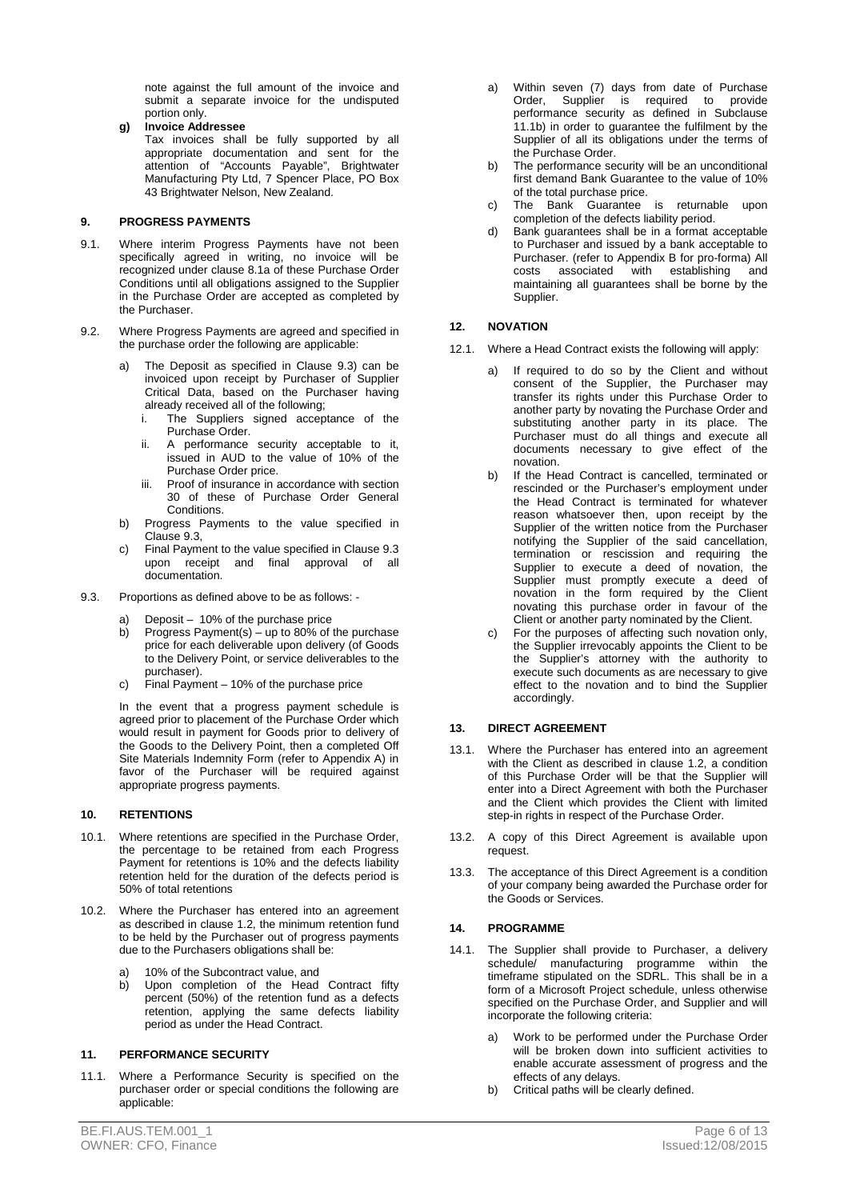note against the full amount of the invoice and submit a separate invoice for the undisputed portion only.

**g) Invoice Addressee**

Tax invoices shall be fully supported by all appropriate documentation and sent for the attention of "Accounts Payable", Brightwater Manufacturing Pty Ltd, 7 Spencer Place, PO Box 43 Brightwater Nelson, New Zealand.

## 9. PROGRESS PAYMENTS

9.1. Where interim Progress Payments have not been specifically agreed in writing, no invoice will be recognized under clause 8.1a of these Purchase Order Conditions until all obligations assigned to the Supplier in the Purchase Order are accepted as completed by the Purchaser.

9.2. Where Progress Payments are agreed and specified in the purchase order the following are applicable:

a) The Deposit as specified in Clause 9.3) can be invoiced upon receipt by Purchaser of Supplier Critical Data, based on the Purchaser having already received all of the following;
   i. The Suppliers signed acceptance of the Purchase Order.
   ii. A performance security acceptable to it, issued in AUD to the value of 10% of the Purchase Order price.
   iii. Proof of insurance in accordance with section 30 of these of Purchase Order General Conditions.

b) Progress Payments to the value specified in Clause 9.3,

c) Final Payment to the value specified in Clause 9.3 upon receipt and final approval of all documentation.

9.3. Proportions as defined above to be as follows: -

a) Deposit – 10% of the purchase price
b) Progress Payment(s) – up to 80% of the purchase price for each deliverable upon delivery (of Goods to the Delivery Point, or service deliverables to the purchaser).
c) Final Payment – 10% of the purchase price

In the event that a progress payment schedule is agreed prior to placement of the Purchase Order which would result in payment for Goods prior to delivery of the Goods to the Delivery Point, then a completed Off Site Materials Indemnity Form (refer to Appendix A) in favor of the Purchaser will be required against appropriate progress payments.

## 10. RETENTIONS

10.1. Where retentions are specified in the Purchase Order, the percentage to be retained from each Progress Payment for retentions is 10% and the defects liability retention held for the duration of the defects period is 50% of total retentions

10.2. Where the Purchaser has entered into an agreement as described in clause 1.2, the minimum retention fund to be held by the Purchaser out of progress payments due to the Purchasers obligations shall be:

a) 10% of the Subcontract value, and
b) Upon completion of the Head Contract fifty percent (50%) of the retention fund as a defects retention, applying the same defects liability period as under the Head Contract.

## 11. PERFORMANCE SECURITY

11.1. Where a Performance Security is specified on the purchaser order or special conditions the following are applicable:

a) Within seven (7) days from date of Purchase Order, Supplier is required to provide performance security as defined in Subclause 11.1b) in order to guarantee the fulfilment by the Supplier of all its obligations under the terms of the Purchase Order.
b) The performance security will be an unconditional first demand Bank Guarantee to the value of 10% of the total purchase price.
c) The Bank Guarantee is returnable upon completion of the defects liability period.
d) Bank guarantees shall be in a format acceptable to Purchaser and issued by a bank acceptable to Purchaser. (refer to Appendix B for pro-forma) All costs associated with establishing and maintaining all guarantees shall be borne by the Supplier.

## 12. NOVATION

12.1. Where a Head Contract exists the following will apply:

a) If required to do so by the Client and without consent of the Supplier, the Purchaser may transfer its rights under this Purchase Order to another party by novating the Purchase Order and substituting another party in its place. The Purchaser must do all things and execute all documents necessary to give effect of the novation.
b) If the Head Contract is cancelled, terminated or rescinded or the Purchaser's employment under the Head Contract is terminated for whatever reason whatsoever then, upon receipt by the Supplier of the written notice from the Purchaser notifying the Supplier of the said cancellation, termination or rescission and requiring the Supplier to execute a deed of novation, the Supplier must promptly execute a deed of novation in the form required by the Client novating this purchase order in favour of the Client or another party nominated by the Client.
c) For the purposes of affecting such novation only, the Supplier irrevocably appoints the Client to be the Supplier's attorney with the authority to execute such documents as are necessary to give effect to the novation and to bind the Supplier accordingly.

## 13. DIRECT AGREEMENT

13.1. Where the Purchaser has entered into an agreement with the Client as described in clause 1.2, a condition of this Purchase Order will be that the Supplier will enter into a Direct Agreement with both the Purchaser and the Client which provides the Client with limited step-in rights in respect of the Purchase Order.

13.2. A copy of this Direct Agreement is available upon request.

13.3. The acceptance of this Direct Agreement is a condition of your company being awarded the Purchase order for the Goods or Services.

## 14. PROGRAMME

14.1. The Supplier shall provide to Purchaser, a delivery schedule/ manufacturing programme within the timeframe stipulated on the SDRL. This shall be in a form of a Microsoft Project schedule, unless otherwise specified on the Purchase Order, and Supplier and will incorporate the following criteria:

a) Work to be performed under the Purchase Order will be broken down into sufficient activities to enable accurate assessment of progress and the effects of any delays.
b) Critical paths will be clearly defined.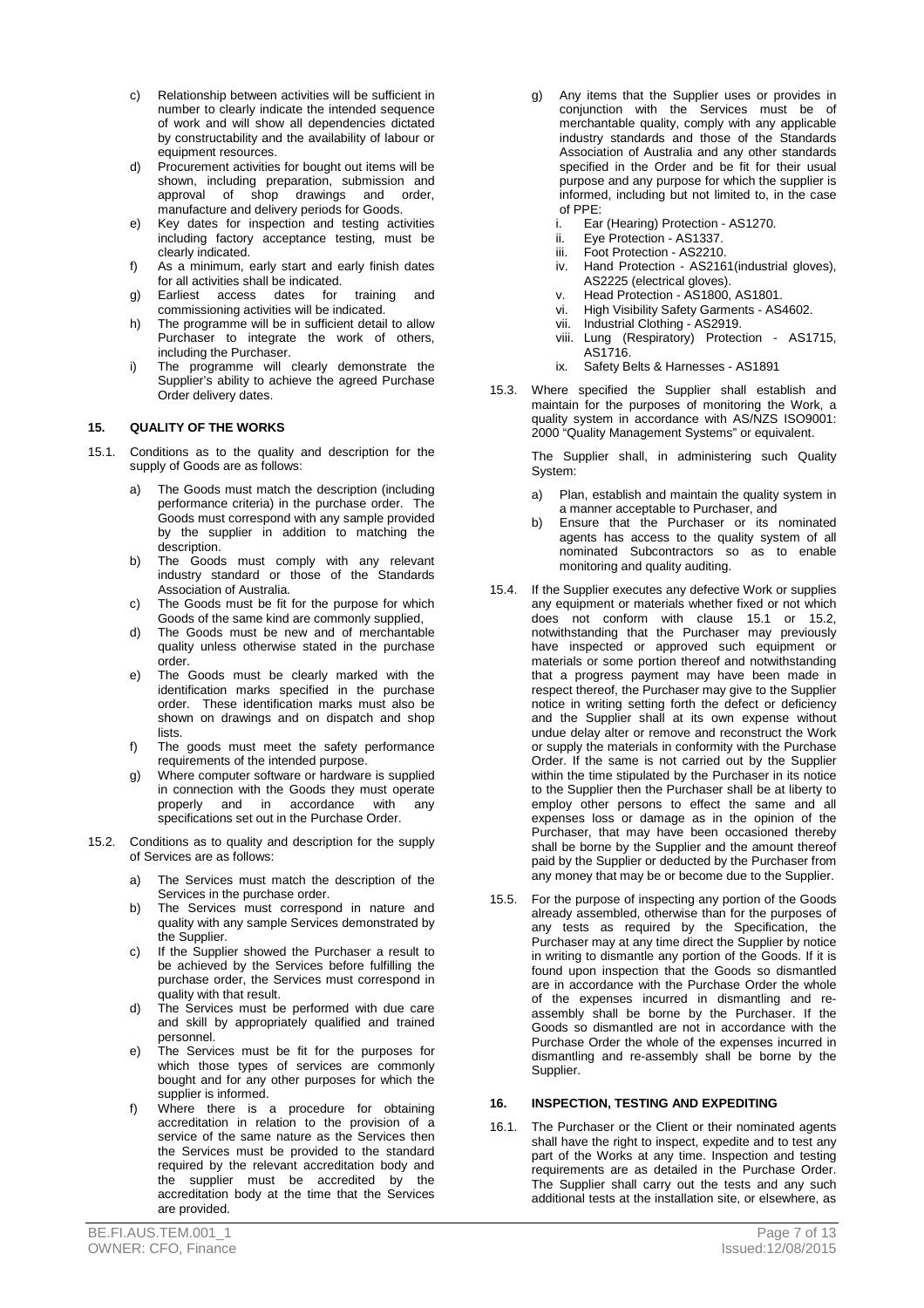c) Relationship between activities will be sufficient in number to clearly indicate the intended sequence of work and will show all dependencies dictated by constructability and the availability of labour or equipment resources.

d) Procurement activities for bought out items will be shown, including preparation, submission and approval of shop drawings and order, manufacture and delivery periods for Goods.

e) Key dates for inspection and testing activities including factory acceptance testing, must be clearly indicated.

f) As a minimum, early start and early finish dates for all activities shall be indicated.

g) Earliest access dates for training and commissioning activities will be indicated.

h) The programme will be in sufficient detail to allow Purchaser to integrate the work of others, including the Purchaser.

i) The programme will clearly demonstrate the Supplier's ability to achieve the agreed Purchase Order delivery dates.

## 15. QUALITY OF THE WORKS

15.1. Conditions as to the quality and description for the supply of Goods are as follows:

a) The Goods must match the description (including performance criteria) in the purchase order. The Goods must correspond with any sample provided by the supplier in addition to matching the description.

b) The Goods must comply with any relevant industry standard or those of the Standards Association of Australia.

c) The Goods must be fit for the purpose for which Goods of the same kind are commonly supplied,

d) The Goods must be new and of merchantable quality unless otherwise stated in the purchase order.

e) The Goods must be clearly marked with the identification marks specified in the purchase order. These identification marks must also be shown on drawings and on dispatch and shop lists.

f) The goods must meet the safety performance requirements of the intended purpose.

g) Where computer software or hardware is supplied in connection with the Goods they must operate properly and in accordance with any specifications set out in the Purchase Order.

15.2. Conditions as to quality and description for the supply of Services are as follows:

a) The Services must match the description of the Services in the purchase order.

b) The Services must correspond in nature and quality with any sample Services demonstrated by the Supplier.

c) If the Supplier showed the Purchaser a result to be achieved by the Services before fulfilling the purchase order, the Services must correspond in quality with that result.

d) The Services must be performed with due care and skill by appropriately qualified and trained personnel.

e) The Services must be fit for the purposes for which those types of services are commonly bought and for any other purposes for which the supplier is informed.

f) Where there is a procedure for obtaining accreditation in relation to the provision of a service of the same nature as the Services then the Services must be provided to the standard required by the relevant accreditation body and the supplier must be accredited by the accreditation body at the time that the Services are provided.

g) Any items that the Supplier uses or provides in conjunction with the Services must be of merchantable quality, comply with any applicable industry standards and those of the Standards Association of Australia and any other standards specified in the Order and be fit for their usual purpose and any purpose for which the supplier is informed, including but not limited to, in the case of PPE:

i. Ear (Hearing) Protection - AS1270.
ii. Eye Protection - AS1337.
iii. Foot Protection - AS2210.
iv. Hand Protection - AS2161(industrial gloves), AS2225 (electrical gloves).
v. Head Protection - AS1800, AS1801.
vi. High Visibility Safety Garments - AS4602.
vii. Industrial Clothing - AS2919.
viii. Lung (Respiratory) Protection - AS1715, AS1716.
ix. Safety Belts & Harnesses - AS1891

15.3. Where specified the Supplier shall establish and maintain for the purposes of monitoring the Work, a quality system in accordance with AS/NZS ISO9001: 2000 "Quality Management Systems" or equivalent.

The Supplier shall, in administering such Quality System:

a) Plan, establish and maintain the quality system in a manner acceptable to Purchaser, and

b) Ensure that the Purchaser or its nominated agents has access to the quality system of all nominated Subcontractors so as to enable monitoring and quality auditing.

15.4. If the Supplier executes any defective Work or supplies any equipment or materials whether fixed or not which does not conform with clause 15.1 or 15.2, notwithstanding that the Purchaser may previously have inspected or approved such equipment or materials or some portion thereof and notwithstanding that a progress payment may have been made in respect thereof, the Purchaser may give to the Supplier notice in writing setting forth the defect or deficiency and the Supplier shall at its own expense without undue delay alter or remove and reconstruct the Work or supply the materials in conformity with the Purchase Order. If the same is not carried out by the Supplier within the time stipulated by the Purchaser in its notice to the Supplier then the Purchaser shall be at liberty to employ other persons to effect the same and all expenses loss or damage as in the opinion of the Purchaser, that may have been occasioned thereby shall be borne by the Supplier and the amount thereof paid by the Supplier or deducted by the Purchaser from any money that may be or become due to the Supplier.

15.5. For the purpose of inspecting any portion of the Goods already assembled, otherwise than for the purposes of any tests as required by the Specification, the Purchaser may at any time direct the Supplier by notice in writing to dismantle any portion of the Goods. If it is found upon inspection that the Goods so dismantled are in accordance with the Purchase Order the whole of the expenses incurred in dismantling and re-assembly shall be borne by the Purchaser. If the Goods so dismantled are not in accordance with the Purchase Order the whole of the expenses incurred in dismantling and re-assembly shall be borne by the Supplier.

## 16. INSPECTION, TESTING AND EXPEDITING

16.1. The Purchaser or the Client or their nominated agents shall have the right to inspect, expedite and to test any part of the Works at any time. Inspection and testing requirements are as detailed in the Purchase Order. The Supplier shall carry out the tests and any such additional tests at the installation site, or elsewhere, as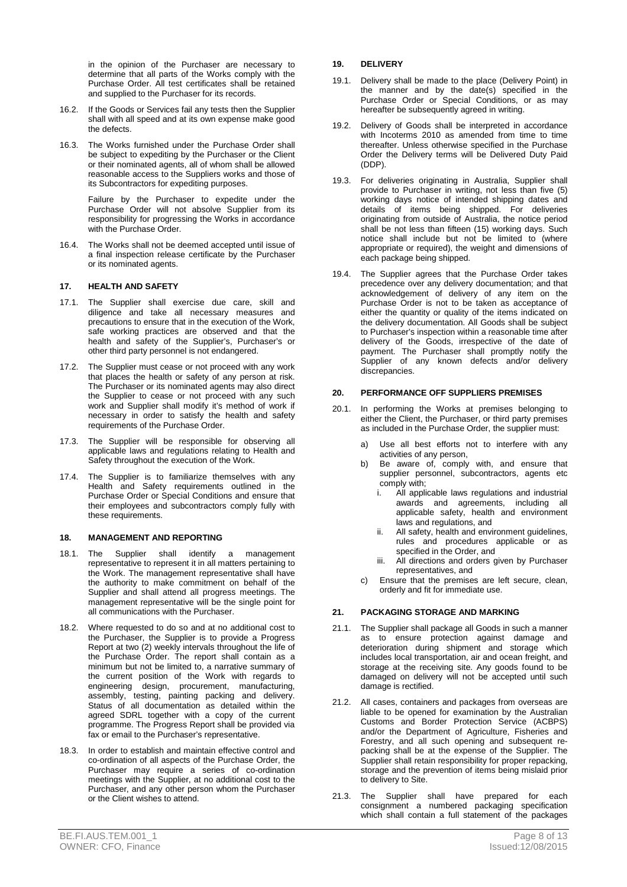in the opinion of the Purchaser are necessary to determine that all parts of the Works comply with the Purchase Order. All test certificates shall be retained and supplied to the Purchaser for its records.

16.2. If the Goods or Services fail any tests then the Supplier shall with all speed and at its own expense make good the defects.

16.3. The Works furnished under the Purchase Order shall be subject to expediting by the Purchaser or the Client or their nominated agents, all of whom shall be allowed reasonable access to the Suppliers works and those of its Subcontractors for expediting purposes.

Failure by the Purchaser to expedite under the Purchase Order will not absolve Supplier from its responsibility for progressing the Works in accordance with the Purchase Order.

16.4. The Works shall not be deemed accepted until issue of a final inspection release certificate by the Purchaser or its nominated agents.

## 17. HEALTH AND SAFETY

17.1. The Supplier shall exercise due care, skill and diligence and take all necessary measures and precautions to ensure that in the execution of the Work, safe working practices are observed and that the health and safety of the Supplier's, Purchaser's or other third party personnel is not endangered.

17.2. The Supplier must cease or not proceed with any work that places the health or safety of any person at risk. The Purchaser or its nominated agents may also direct the Supplier to cease or not proceed with any such work and Supplier shall modify it's method of work if necessary in order to satisfy the health and safety requirements of the Purchase Order.

17.3. The Supplier will be responsible for observing all applicable laws and regulations relating to Health and Safety throughout the execution of the Work.

17.4. The Supplier is to familiarize themselves with any Health and Safety requirements outlined in the Purchase Order or Special Conditions and ensure that their employees and subcontractors comply fully with these requirements.

## 18. MANAGEMENT AND REPORTING

18.1. The Supplier shall identify a management representative to represent it in all matters pertaining to the Work. The management representative shall have the authority to make commitment on behalf of the Supplier and shall attend all progress meetings. The management representative will be the single point for all communications with the Purchaser.

18.2. Where requested to do so and at no additional cost to the Purchaser, the Supplier is to provide a Progress Report at two (2) weekly intervals throughout the life of the Purchase Order. The report shall contain as a minimum but not be limited to, a narrative summary of the current position of the Work with regards to engineering design, procurement, manufacturing, assembly, testing, painting packing and delivery. Status of all documentation as detailed within the agreed SDRL together with a copy of the current programme. The Progress Report shall be provided via fax or email to the Purchaser's representative.

18.3. In order to establish and maintain effective control and co-ordination of all aspects of the Purchase Order, the Purchaser may require a series of co-ordination meetings with the Supplier, at no additional cost to the Purchaser, and any other person whom the Purchaser or the Client wishes to attend.

## 19. DELIVERY

19.1. Delivery shall be made to the place (Delivery Point) in the manner and by the date(s) specified in the Purchase Order or Special Conditions, or as may hereafter be subsequently agreed in writing.

19.2. Delivery of Goods shall be interpreted in accordance with Incoterms 2010 as amended from time to time thereafter. Unless otherwise specified in the Purchase Order the Delivery terms will be Delivered Duty Paid (DDP).

19.3. For deliveries originating in Australia, Supplier shall provide to Purchaser in writing, not less than five (5) working days notice of intended shipping dates and details of items being shipped. For deliveries originating from outside of Australia, the notice period shall be not less than fifteen (15) working days. Such notice shall include but not be limited to (where appropriate or required), the weight and dimensions of each package being shipped.

19.4. The Supplier agrees that the Purchase Order takes precedence over any delivery documentation; and that acknowledgement of delivery of any item on the Purchase Order is not to be taken as acceptance of either the quantity or quality of the items indicated on the delivery documentation. All Goods shall be subject to Purchaser's inspection within a reasonable time after delivery of the Goods, irrespective of the date of payment. The Purchaser shall promptly notify the Supplier of any known defects and/or delivery discrepancies.

## 20. PERFORMANCE OFF SUPPLIERS PREMISES

20.1. In performing the Works at premises belonging to either the Client, the Purchaser, or third party premises as included in the Purchase Order, the supplier must:

a) Use all best efforts not to interfere with any activities of any person,
b) Be aware of, comply with, and ensure that supplier personnel, subcontractors, agents etc comply with;
   i. All applicable laws regulations and industrial awards and agreements, including all applicable safety, health and environment laws and regulations, and
   ii. All safety, health and environment guidelines, rules and procedures applicable or as specified in the Order, and
   iii. All directions and orders given by Purchaser representatives, and
c) Ensure that the premises are left secure, clean, orderly and fit for immediate use.

## 21. PACKAGING STORAGE AND MARKING

21.1. The Supplier shall package all Goods in such a manner as to ensure protection against damage and deterioration during shipment and storage which includes local transportation, air and ocean freight, and storage at the receiving site. Any goods found to be damaged on delivery will not be accepted until such damage is rectified.

21.2. All cases, containers and packages from overseas are liable to be opened for examination by the Australian Customs and Border Protection Service (ACBPS) and/or the Department of Agriculture, Fisheries and Forestry, and all such opening and subsequent re-packing shall be at the expense of the Supplier. The Supplier shall retain responsibility for proper repacking, storage and the prevention of items being mislaid prior to delivery to Site.

21.3. The Supplier shall have prepared for each consignment a numbered packaging specification which shall contain a full statement of the packages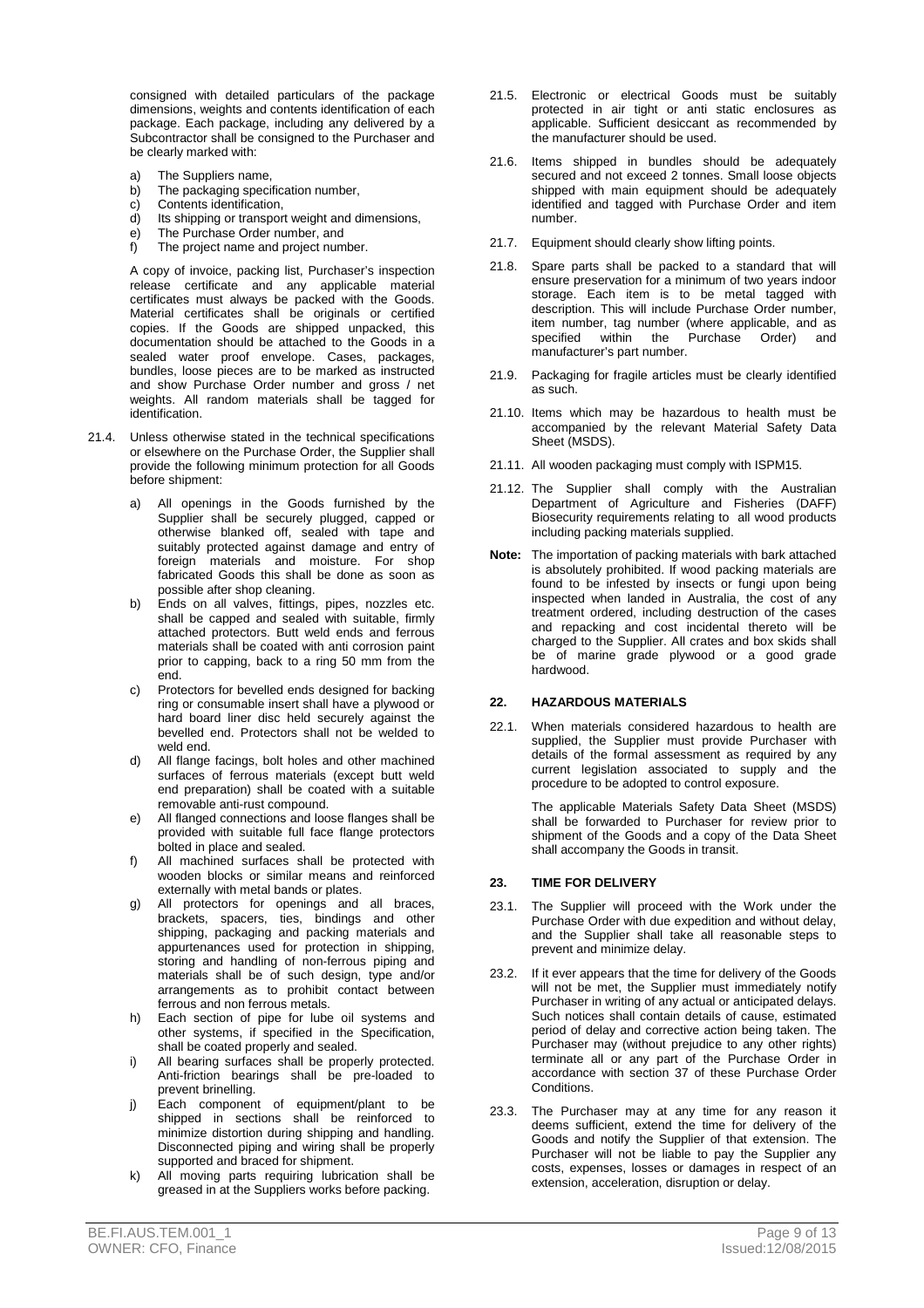consigned with detailed particulars of the package dimensions, weights and contents identification of each package. Each package, including any delivered by a Subcontractor shall be consigned to the Purchaser and be clearly marked with:

a) The Suppliers name,
b) The packaging specification number,
c) Contents identification,
d) Its shipping or transport weight and dimensions,
e) The Purchase Order number, and
f) The project name and project number.

A copy of invoice, packing list, Purchaser's inspection release certificate and any applicable material certificates must always be packed with the Goods. Material certificates shall be originals or certified copies. If the Goods are shipped unpacked, this documentation should be attached to the Goods in a sealed water proof envelope. Cases, packages, bundles, loose pieces are to be marked as instructed and show Purchase Order number and gross / net weights. All random materials shall be tagged for identification.

21.4. Unless otherwise stated in the technical specifications or elsewhere on the Purchase Order, the Supplier shall provide the following minimum protection for all Goods before shipment:

a) All openings in the Goods furnished by the Supplier shall be securely plugged, capped or otherwise blanked off, sealed with tape and suitably protected against damage and entry of foreign materials and moisture. For shop fabricated Goods this shall be done as soon as possible after shop cleaning.
b) Ends on all valves, fittings, pipes, nozzles etc. shall be capped and sealed with suitable, firmly attached protectors. Butt weld ends and ferrous materials shall be coated with anti corrosion paint prior to capping, back to a ring 50 mm from the end.
c) Protectors for bevelled ends designed for backing ring or consumable insert shall have a plywood or hard board liner disc held securely against the bevelled end. Protectors shall not be welded to weld end.
d) All flange facings, bolt holes and other machined surfaces of ferrous materials (except butt weld end preparation) shall be coated with a suitable removable anti-rust compound.
e) All flanged connections and loose flanges shall be provided with suitable full face flange protectors bolted in place and sealed.
f) All machined surfaces shall be protected with wooden blocks or similar means and reinforced externally with metal bands or plates.
g) All protectors for openings and all braces, brackets, spacers, ties, bindings and other shipping, packaging and packing materials and appurtenances used for protection in shipping, storing and handling of non-ferrous piping and materials shall be of such design, type and/or arrangements as to prohibit contact between ferrous and non ferrous metals.
h) Each section of pipe for lube oil systems and other systems, if specified in the Specification, shall be coated properly and sealed.
i) All bearing surfaces shall be properly protected. Anti-friction bearings shall be pre-loaded to prevent brinelling.
j) Each component of equipment/plant to be shipped in sections shall be reinforced to minimize distortion during shipping and handling. Disconnected piping and wiring shall be properly supported and braced for shipment.
k) All moving parts requiring lubrication shall be greased in at the Suppliers works before packing.

21.5. Electronic or electrical Goods must be suitably protected in air tight or anti static enclosures as applicable. Sufficient desiccant as recommended by the manufacturer should be used.

21.6. Items shipped in bundles should be adequately secured and not exceed 2 tonnes. Small loose objects shipped with main equipment should be adequately identified and tagged with Purchase Order and item number.

21.7. Equipment should clearly show lifting points.

21.8. Spare parts shall be packed to a standard that will ensure preservation for a minimum of two years indoor storage. Each item is to be metal tagged with description. This will include Purchase Order number, item number, tag number (where applicable, and as specified within the Purchase Order) and manufacturer's part number.

21.9. Packaging for fragile articles must be clearly identified as such.

21.10. Items which may be hazardous to health must be accompanied by the relevant Material Safety Data Sheet (MSDS).

21.11. All wooden packaging must comply with ISPM15.

21.12. The Supplier shall comply with the Australian Department of Agriculture and Fisheries (DAFF) Biosecurity requirements relating to all wood products including packing materials supplied.

**Note:** The importation of packing materials with bark attached is absolutely prohibited. If wood packing materials are found to be infested by insects or fungi upon being inspected when landed in Australia, the cost of any treatment ordered, including destruction of the cases and repacking and cost incidental thereto will be charged to the Supplier. All crates and box skids shall be of marine grade plywood or a good grade hardwood.

## 22. HAZARDOUS MATERIALS

22.1. When materials considered hazardous to health are supplied, the Supplier must provide Purchaser with details of the formal assessment as required by any current legislation associated to supply and the procedure to be adopted to control exposure.

The applicable Materials Safety Data Sheet (MSDS) shall be forwarded to Purchaser for review prior to shipment of the Goods and a copy of the Data Sheet shall accompany the Goods in transit.

## 23. TIME FOR DELIVERY

23.1. The Supplier will proceed with the Work under the Purchase Order with due expedition and without delay, and the Supplier shall take all reasonable steps to prevent and minimize delay.

23.2. If it ever appears that the time for delivery of the Goods will not be met, the Supplier must immediately notify Purchaser in writing of any actual or anticipated delays. Such notices shall contain details of cause, estimated period of delay and corrective action being taken. The Purchaser may (without prejudice to any other rights) terminate all or any part of the Purchase Order in accordance with section 37 of these Purchase Order Conditions.

23.3. The Purchaser may at any time for any reason it deems sufficient, extend the time for delivery of the Goods and notify the Supplier of that extension. The Purchaser will not be liable to pay the Supplier any costs, expenses, losses or damages in respect of an extension, acceleration, disruption or delay.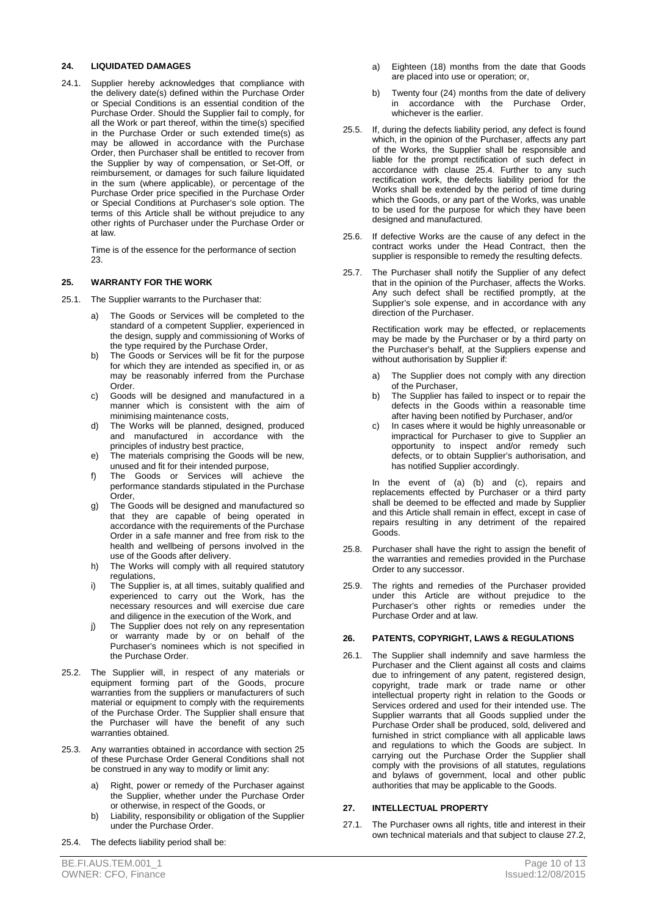## 24. LIQUIDATED DAMAGES

24.1. Supplier hereby acknowledges that compliance with the delivery date(s) defined within the Purchase Order or Special Conditions is an essential condition of the Purchase Order. Should the Supplier fail to comply, for all the Work or part thereof, within the time(s) specified in the Purchase Order or such extended time(s) as may be allowed in accordance with the Purchase Order, then Purchaser shall be entitled to recover from the Supplier by way of compensation, or Set-Off, or reimbursement, or damages for such failure liquidated in the sum (where applicable), or percentage of the Purchase Order price specified in the Purchase Order or Special Conditions at Purchaser's sole option. The terms of this Article shall be without prejudice to any other rights of Purchaser under the Purchase Order or at law.

Time is of the essence for the performance of section 23.

## 25. WARRANTY FOR THE WORK

25.1. The Supplier warrants to the Purchaser that:

a) The Goods or Services will be completed to the standard of a competent Supplier, experienced in the design, supply and commissioning of Works of the type required by the Purchase Order,
b) The Goods or Services will be fit for the purpose for which they are intended as specified in, or as may be reasonably inferred from the Purchase Order.
c) Goods will be designed and manufactured in a manner which is consistent with the aim of minimising maintenance costs,
d) The Works will be planned, designed, produced and manufactured in accordance with the principles of industry best practice,
e) The materials comprising the Goods will be new, unused and fit for their intended purpose,
f) The Goods or Services will achieve the performance standards stipulated in the Purchase Order,
g) The Goods will be designed and manufactured so that they are capable of being operated in accordance with the requirements of the Purchase Order in a safe manner and free from risk to the health and wellbeing of persons involved in the use of the Goods after delivery.
h) The Works will comply with all required statutory regulations,
i) The Supplier is, at all times, suitably qualified and experienced to carry out the Work, has the necessary resources and will exercise due care and diligence in the execution of the Work, and
j) The Supplier does not rely on any representation or warranty made by or on behalf of the Purchaser's nominees which is not specified in the Purchase Order.

25.2. The Supplier will, in respect of any materials or equipment forming part of the Goods, procure warranties from the suppliers or manufacturers of such material or equipment to comply with the requirements of the Purchase Order. The Supplier shall ensure that the Purchaser will have the benefit of any such warranties obtained.

25.3. Any warranties obtained in accordance with section 25 of these Purchase Order General Conditions shall not be construed in any way to modify or limit any:

a) Right, power or remedy of the Purchaser against the Supplier, whether under the Purchase Order or otherwise, in respect of the Goods, or
b) Liability, responsibility or obligation of the Supplier under the Purchase Order.

25.4. The defects liability period shall be:

a) Eighteen (18) months from the date that Goods are placed into use or operation; or,
b) Twenty four (24) months from the date of delivery in accordance with the Purchase Order, whichever is the earlier.

25.5. If, during the defects liability period, any defect is found which, in the opinion of the Purchaser, affects any part of the Works, the Supplier shall be responsible and liable for the prompt rectification of such defect in accordance with clause 25.4. Further to any such rectification work, the defects liability period for the Works shall be extended by the period of time during which the Goods, or any part of the Works, was unable to be used for the purpose for which they have been designed and manufactured.

25.6. If defective Works are the cause of any defect in the contract works under the Head Contract, then the supplier is responsible to remedy the resulting defects.

25.7. The Purchaser shall notify the Supplier of any defect that in the opinion of the Purchaser, affects the Works. Any such defect shall be rectified promptly, at the Supplier's sole expense, and in accordance with any direction of the Purchaser.

Rectification work may be effected, or replacements may be made by the Purchaser or by a third party on the Purchaser's behalf, at the Suppliers expense and without authorisation by Supplier if:

a) The Supplier does not comply with any direction of the Purchaser,
b) The Supplier has failed to inspect or to repair the defects in the Goods within a reasonable time after having been notified by Purchaser, and/or
c) In cases where it would be highly unreasonable or impractical for Purchaser to give to Supplier an opportunity to inspect and/or remedy such defects, or to obtain Supplier's authorisation, and has notified Supplier accordingly.

In the event of (a) (b) and (c), repairs and replacements effected by Purchaser or a third party shall be deemed to be effected and made by Supplier and this Article shall remain in effect, except in case of repairs resulting in any detriment of the repaired Goods.

25.8. Purchaser shall have the right to assign the benefit of the warranties and remedies provided in the Purchase Order to any successor.

25.9. The rights and remedies of the Purchaser provided under this Article are without prejudice to the Purchaser's other rights or remedies under the Purchase Order and at law.

## 26. PATENTS, COPYRIGHT, LAWS & REGULATIONS

26.1. The Supplier shall indemnify and save harmless the Purchaser and the Client against all costs and claims due to infringement of any patent, registered design, copyright, trade mark or trade name or other intellectual property right in relation to the Goods or Services ordered and used for their intended use. The Supplier warrants that all Goods supplied under the Purchase Order shall be produced, sold, delivered and furnished in strict compliance with all applicable laws and regulations to which the Goods are subject. In carrying out the Purchase Order the Supplier shall comply with the provisions of all statutes, regulations and bylaws of government, local and other public authorities that may be applicable to the Goods.

## 27. INTELLECTUAL PROPERTY

27.1. The Purchaser owns all rights, title and interest in their own technical materials and that subject to clause 27.2,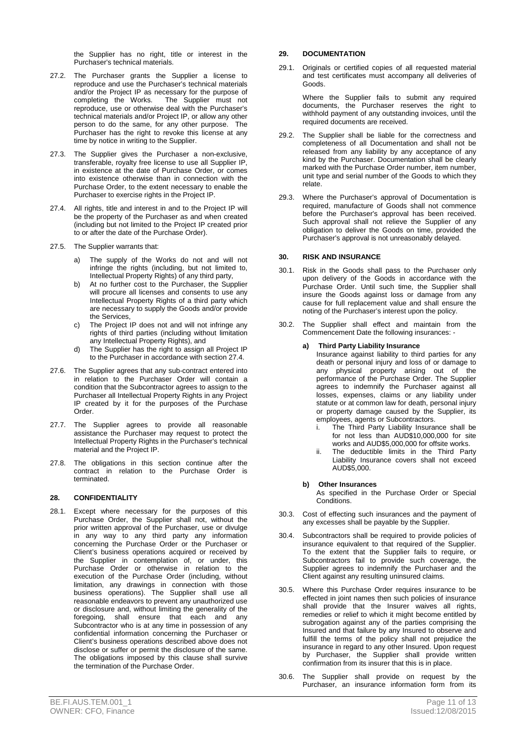the Supplier has no right, title or interest in the Purchaser's technical materials.

27.2. The Purchaser grants the Supplier a license to reproduce and use the Purchaser's technical materials and/or the Project IP as necessary for the purpose of completing the Works. The Supplier must not reproduce, use or otherwise deal with the Purchaser's technical materials and/or Project IP, or allow any other person to do the same, for any other purpose. The Purchaser has the right to revoke this license at any time by notice in writing to the Supplier.

27.3. The Supplier gives the Purchaser a non-exclusive, transferable, royalty free license to use all Supplier IP, in existence at the date of Purchase Order, or comes into existence otherwise than in connection with the Purchase Order, to the extent necessary to enable the Purchaser to exercise rights in the Project IP.

27.4. All rights, title and interest in and to the Project IP will be the property of the Purchaser as and when created (including but not limited to the Project IP created prior to or after the date of the Purchase Order).

27.5. The Supplier warrants that:

a) The supply of the Works do not and will not infringe the rights (including, but not limited to, Intellectual Property Rights) of any third party,
b) At no further cost to the Purchaser, the Supplier will procure all licenses and consents to use any Intellectual Property Rights of a third party which are necessary to supply the Goods and/or provide the Services,
c) The Project IP does not and will not infringe any rights of third parties (including without limitation any Intellectual Property Rights), and
d) The Supplier has the right to assign all Project IP to the Purchaser in accordance with section 27.4.

27.6. The Supplier agrees that any sub-contract entered into in relation to the Purchaser Order will contain a condition that the Subcontractor agrees to assign to the Purchaser all Intellectual Property Rights in any Project IP created by it for the purposes of the Purchase Order.

27.7. The Supplier agrees to provide all reasonable assistance the Purchaser may request to protect the Intellectual Property Rights in the Purchaser's technical material and the Project IP.

27.8. The obligations in this section continue after the contract in relation to the Purchase Order is terminated.

## 28. CONFIDENTIALITY

28.1. Except where necessary for the purposes of this Purchase Order, the Supplier shall not, without the prior written approval of the Purchaser, use or divulge in any way to any third party any information concerning the Purchase Order or the Purchaser or Client's business operations acquired or received by the Supplier in contemplation of, or under, this Purchase Order or otherwise in relation to the execution of the Purchase Order (including, without limitation, any drawings in connection with those business operations). The Supplier shall use all reasonable endeavors to prevent any unauthorized use or disclosure and, without limiting the generality of the foregoing, shall ensure that each and any Subcontractor who is at any time in possession of any confidential information concerning the Purchaser or Client's business operations described above does not disclose or suffer or permit the disclosure of the same. The obligations imposed by this clause shall survive the termination of the Purchase Order.

## 29. DOCUMENTATION

29.1. Originals or certified copies of all requested material and test certificates must accompany all deliveries of Goods.

Where the Supplier fails to submit any required documents, the Purchaser reserves the right to withhold payment of any outstanding invoices, until the required documents are received.

29.2. The Supplier shall be liable for the correctness and completeness of all Documentation and shall not be released from any liability by any acceptance of any kind by the Purchaser. Documentation shall be clearly marked with the Purchase Order number, item number, unit type and serial number of the Goods to which they relate.

29.3. Where the Purchaser's approval of Documentation is required, manufacture of Goods shall not commence before the Purchaser's approval has been received. Such approval shall not relieve the Supplier of any obligation to deliver the Goods on time, provided the Purchaser's approval is not unreasonably delayed.

## 30. RISK AND INSURANCE

30.1. Risk in the Goods shall pass to the Purchaser only upon delivery of the Goods in accordance with the Purchase Order. Until such time, the Supplier shall insure the Goods against loss or damage from any cause for full replacement value and shall ensure the noting of the Purchaser's interest upon the policy.

30.2. The Supplier shall effect and maintain from the Commencement Date the following insurances: -

**a) Third Party Liability Insurance**

Insurance against liability to third parties for any death or personal injury and loss of or damage to any physical property arising out of the performance of the Purchase Order. The Supplier agrees to indemnify the Purchaser against all losses, expenses, claims or any liability under statute or at common law for death, personal injury or property damage caused by the Supplier, its employees, agents or Subcontractors.

i. The Third Party Liability Insurance shall be for not less than AUD$10,000,000 for site works and AUD$5,000,000 for offsite works.
ii. The deductible limits in the Third Party Liability Insurance covers shall not exceed AUD$5,000.

**b) Other Insurances**

As specified in the Purchase Order or Special Conditions.

30.3. Cost of effecting such insurances and the payment of any excesses shall be payable by the Supplier.

30.4. Subcontractors shall be required to provide policies of insurance equivalent to that required of the Supplier. To the extent that the Supplier fails to require, or Subcontractors fail to provide such coverage, the Supplier agrees to indemnify the Purchaser and the Client against any resulting uninsured claims.

30.5. Where this Purchase Order requires insurance to be effected in joint names then such policies of insurance shall provide that the Insurer waives all rights, remedies or relief to which it might become entitled by subrogation against any of the parties comprising the Insured and that failure by any Insured to observe and fulfill the terms of the policy shall not prejudice the insurance in regard to any other Insured. Upon request by Purchaser, the Supplier shall provide written confirmation from its insurer that this is in place.

30.6. The Supplier shall provide on request by the Purchaser, an insurance information form from its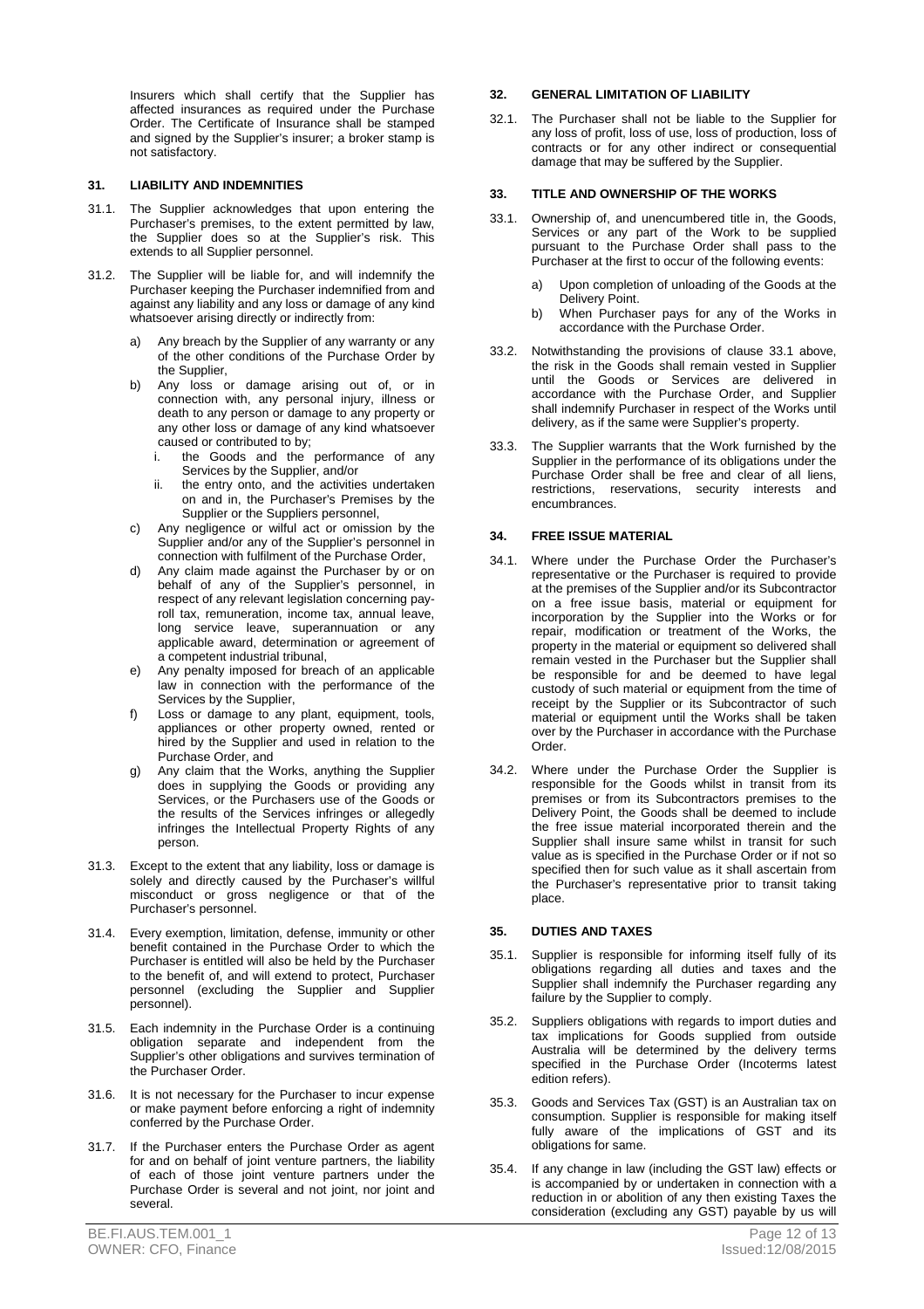Insurers which shall certify that the Supplier has affected insurances as required under the Purchase Order. The Certificate of Insurance shall be stamped and signed by the Supplier's insurer; a broker stamp is not satisfactory.

## 31. LIABILITY AND INDEMNITIES

31.1. The Supplier acknowledges that upon entering the Purchaser's premises, to the extent permitted by law, the Supplier does so at the Supplier's risk. This extends to all Supplier personnel.

31.2. The Supplier will be liable for, and will indemnify the Purchaser keeping the Purchaser indemnified from and against any liability and any loss or damage of any kind whatsoever arising directly or indirectly from:

a) Any breach by the Supplier of any warranty or any of the other conditions of the Purchase Order by the Supplier,

b) Any loss or damage arising out of, or in connection with, any personal injury, illness or death to any person or damage to any property or any other loss or damage of any kind whatsoever caused or contributed to by;
   i. the Goods and the performance of any Services by the Supplier, and/or
   ii. the entry onto, and the activities undertaken on and in, the Purchaser's Premises by the Supplier or the Suppliers personnel,

c) Any negligence or wilful act or omission by the Supplier and/or any of the Supplier's personnel in connection with fulfilment of the Purchase Order,

d) Any claim made against the Purchaser by or on behalf of any of the Supplier's personnel, in respect of any relevant legislation concerning pay-roll tax, remuneration, income tax, annual leave, long service leave, superannuation or any applicable award, determination or agreement of a competent industrial tribunal,

e) Any penalty imposed for breach of an applicable law in connection with the performance of the Services by the Supplier,

f) Loss or damage to any plant, equipment, tools, appliances or other property owned, rented or hired by the Supplier and used in relation to the Purchase Order, and

g) Any claim that the Works, anything the Supplier does in supplying the Goods or providing any Services, or the Purchasers use of the Goods or the results of the Services infringes or allegedly infringes the Intellectual Property Rights of any person.

31.3. Except to the extent that any liability, loss or damage is solely and directly caused by the Purchaser's willful misconduct or gross negligence or that of the Purchaser's personnel.

31.4. Every exemption, limitation, defense, immunity or other benefit contained in the Purchase Order to which the Purchaser is entitled will also be held by the Purchaser to the benefit of, and will extend to protect, Purchaser personnel (excluding the Supplier and Supplier personnel).

31.5. Each indemnity in the Purchase Order is a continuing obligation separate and independent from the Supplier's other obligations and survives termination of the Purchaser Order.

31.6. It is not necessary for the Purchaser to incur expense or make payment before enforcing a right of indemnity conferred by the Purchase Order.

31.7. If the Purchaser enters the Purchase Order as agent for and on behalf of joint venture partners, the liability of each of those joint venture partners under the Purchase Order is several and not joint, nor joint and several.

## 32. GENERAL LIMITATION OF LIABILITY

32.1. The Purchaser shall not be liable to the Supplier for any loss of profit, loss of use, loss of production, loss of contracts or for any other indirect or consequential damage that may be suffered by the Supplier.

## 33. TITLE AND OWNERSHIP OF THE WORKS

33.1. Ownership of, and unencumbered title in, the Goods, Services or any part of the Work to be supplied pursuant to the Purchase Order shall pass to the Purchaser at the first to occur of the following events:

a) Upon completion of unloading of the Goods at the Delivery Point.
b) When Purchaser pays for any of the Works in accordance with the Purchase Order.

33.2. Notwithstanding the provisions of clause 33.1 above, the risk in the Goods shall remain vested in Supplier until the Goods or Services are delivered in accordance with the Purchase Order, and Supplier shall indemnify Purchaser in respect of the Works until delivery, as if the same were Supplier's property.

33.3. The Supplier warrants that the Work furnished by the Supplier in the performance of its obligations under the Purchase Order shall be free and clear of all liens, restrictions, reservations, security interests and encumbrances.

## 34. FREE ISSUE MATERIAL

34.1. Where under the Purchase Order the Purchaser's representative or the Purchaser is required to provide at the premises of the Supplier and/or its Subcontractor on a free issue basis, material or equipment for incorporation by the Supplier into the Works or for repair, modification or treatment of the Works, the property in the material or equipment so delivered shall remain vested in the Purchaser but the Supplier shall be responsible for and be deemed to have legal custody of such material or equipment from the time of receipt by the Supplier or its Subcontractor of such material or equipment until the Works shall be taken over by the Purchaser in accordance with the Purchase Order.

34.2. Where under the Purchase Order the Supplier is responsible for the Goods whilst in transit from its premises or from its Subcontractors premises to the Delivery Point, the Goods shall be deemed to include the free issue material incorporated therein and the Supplier shall insure same whilst in transit for such value as is specified in the Purchase Order or if not so specified then for such value as it shall ascertain from the Purchaser's representative prior to transit taking place.

## 35. DUTIES AND TAXES

35.1. Supplier is responsible for informing itself fully of its obligations regarding all duties and taxes and the Supplier shall indemnify the Purchaser regarding any failure by the Supplier to comply.

35.2. Suppliers obligations with regards to import duties and tax implications for Goods supplied from outside Australia will be determined by the delivery terms specified in the Purchase Order (Incoterms latest edition refers).

35.3. Goods and Services Tax (GST) is an Australian tax on consumption. Supplier is responsible for making itself fully aware of the implications of GST and its obligations for same.

35.4. If any change in law (including the GST law) effects or is accompanied by or undertaken in connection with a reduction in or abolition of any then existing Taxes the consideration (excluding any GST) payable by us will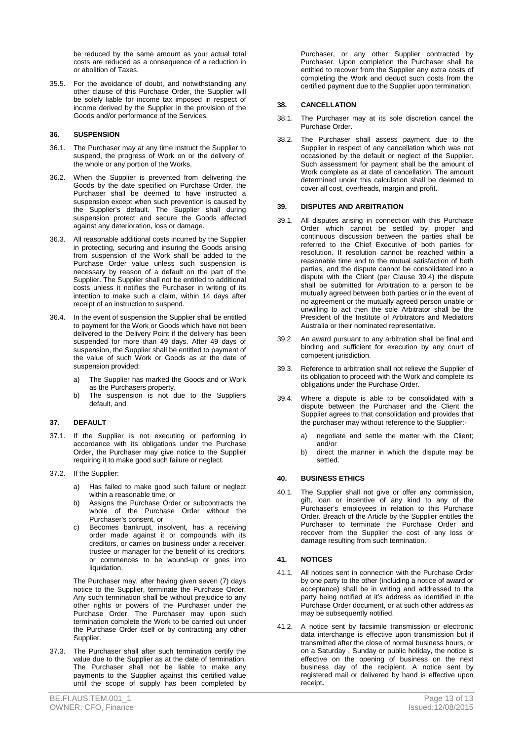be reduced by the same amount as your actual total costs are reduced as a consequence of a reduction in or abolition of Taxes.

35.5. For the avoidance of doubt, and notwithstanding any other clause of this Purchase Order, the Supplier will be solely liable for income tax imposed in respect of income derived by the Supplier in the provision of the Goods and/or performance of the Services.

### 36. SUSPENSION

36.1. The Purchaser may at any time instruct the Supplier to suspend, the progress of Work on or the delivery of, the whole or any portion of the Works.

36.2. When the Supplier is prevented from delivering the Goods by the date specified on Purchase Order, the Purchaser shall be deemed to have instructed a suspension except when such prevention is caused by the Supplier's default. The Supplier shall during suspension protect and secure the Goods affected against any deterioration, loss or damage.

36.3. All reasonable additional costs incurred by the Supplier in protecting, securing and insuring the Goods arising from suspension of the Work shall be added to the Purchase Order value unless such suspension is necessary by reason of a default on the part of the Supplier. The Supplier shall not be entitled to additional costs unless it notifies the Purchaser in writing of its intention to make such a claim, within 14 days after receipt of an instruction to suspend.

36.4. In the event of suspension the Supplier shall be entitled to payment for the Work or Goods which have not been delivered to the Delivery Point if the delivery has been suspended for more than 49 days. After 49 days of suspension, the Supplier shall be entitled to payment of the value of such Work or Goods as at the date of suspension provided:

a) The Supplier has marked the Goods and or Work as the Purchasers property,
b) The suspension is not due to the Suppliers default, and

### 37. DEFAULT

37.1. If the Supplier is not executing or performing in accordance with its obligations under the Purchase Order, the Purchaser may give notice to the Supplier requiring it to make good such failure or neglect.

37.2. If the Supplier:

a) Has failed to make good such failure or neglect within a reasonable time, or
b) Assigns the Purchase Order or subcontracts the whole of the Purchase Order without the Purchaser's consent, or
c) Becomes bankrupt, insolvent, has a receiving order made against it or compounds with its creditors, or carries on business under a receiver, trustee or manager for the benefit of its creditors, or commences to be wound-up or goes into liquidation,

The Purchaser may, after having given seven (7) days notice to the Supplier, terminate the Purchase Order. Any such termination shall be without prejudice to any other rights or powers of the Purchaser under the Purchase Order. The Purchaser may upon such termination complete the Work to be carried out under the Purchase Order itself or by contracting any other Supplier.

37.3. The Purchaser shall after such termination certify the value due to the Supplier as at the date of termination. The Purchaser shall not be liable to make any payments to the Supplier against this certified value until the scope of supply has been completed by Purchaser, or any other Supplier contracted by Purchaser. Upon completion the Purchaser shall be entitled to recover from the Supplier any extra costs of completing the Work and deduct such costs from the certified payment due to the Supplier upon termination.

### 38. CANCELLATION

38.1. The Purchaser may at its sole discretion cancel the Purchase Order.

38.2. The Purchaser shall assess payment due to the Supplier in respect of any cancellation which was not occasioned by the default or neglect of the Supplier. Such assessment for payment shall be the amount of Work complete as at date of cancellation. The amount determined under this calculation shall be deemed to cover all cost, overheads, margin and profit.

### 39. DISPUTES AND ARBITRATION

39.1. All disputes arising in connection with this Purchase Order which cannot be settled by proper and continuous discussion between the parties shall be referred to the Chief Executive of both parties for resolution. If resolution cannot be reached within a reasonable time and to the mutual satisfaction of both parties, and the dispute cannot be consolidated into a dispute with the Client (per Clause 39.4) the dispute shall be submitted for Arbitration to a person to be mutually agreed between both parties or in the event of no agreement or the mutually agreed person unable or unwilling to act then the sole Arbitrator shall be the President of the Institute of Arbitrators and Mediators Australia or their nominated representative.

39.2. An award pursuant to any arbitration shall be final and binding and sufficient for execution by any court of competent jurisdiction.

39.3. Reference to arbitration shall not relieve the Supplier of its obligation to proceed with the Work and complete its obligations under the Purchase Order.

39.4. Where a dispute is able to be consolidated with a dispute between the Purchaser and the Client the Supplier agrees to that consolidation and provides that the purchaser may without reference to the Supplier:-

a) negotiate and settle the matter with the Client; and/or
b) direct the manner in which the dispute may be settled.

### 40. BUSINESS ETHICS

40.1. The Supplier shall not give or offer any commission, gift, loan or incentive of any kind to any of the Purchaser's employees in relation to this Purchase Order. Breach of the Article by the Supplier entitles the Purchaser to terminate the Purchase Order and recover from the Supplier the cost of any loss or damage resulting from such termination.

### 41. NOTICES

41.1. All notices sent in connection with the Purchase Order by one party to the other (including a notice of award or acceptance) shall be in writing and addressed to the party being notified at it's address as identified in the Purchase Order document, or at such other address as may be subsequently notified.

41.2. A notice sent by facsimile transmission or electronic data interchange is effective upon transmission but if transmitted after the close of normal business hours, or on a Saturday , Sunday or public holiday, the notice is effective on the opening of business on the next business day of the recipient. A notice sent by registered mail or delivered by hand is effective upon receipt**.**